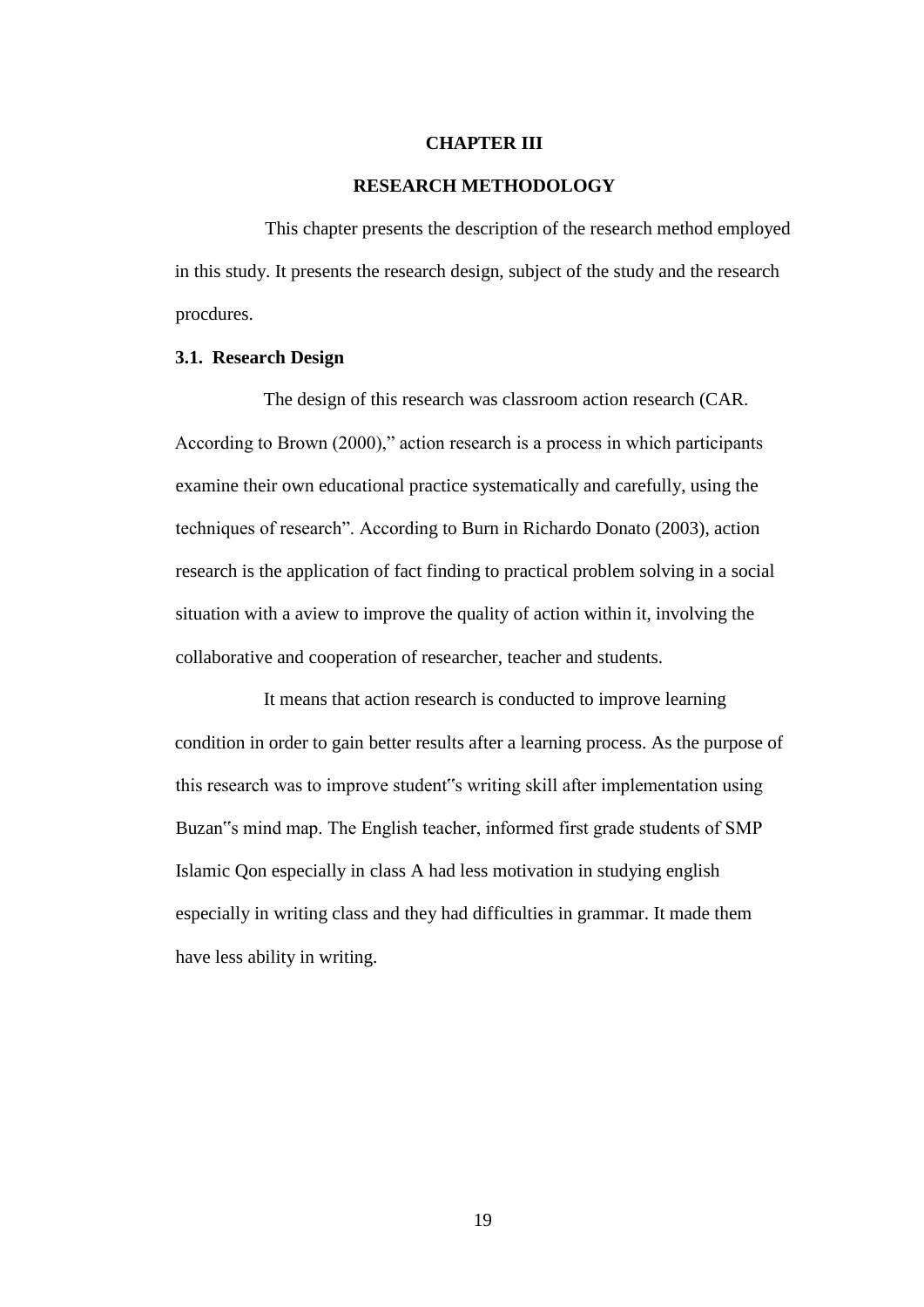# CHAPTER III

# RESEARCH METHODOLOGY

This chapter presents the description of the research method employed in this study. It presents the research design, subject of the study and the research procdures.

## 3.1. Research Design

The design of this research was classroom action research (CAR. According to Brown (2000)," action research is a process in which participants examine their own educational practice systematically and carefully, using the techniques of research". According to Burn in Richardo Donato (2003), action research is the application of fact finding to practical problem solving in a social situation with a aview to improve the quality of action within it, involving the collaborative and cooperation of researcher, teacher and students.

It means that action research is conducted to improve learning condition in order to gain better results after a learning process. As the purpose of this research was to improve student"s writing skill after implementation using Buzan"s mind map. The English teacher, informed first grade students of SMP Islamic Qon especially in class A had less motivation in studying english especially in writing class and they had difficulties in grammar. It made them have less ability in writing.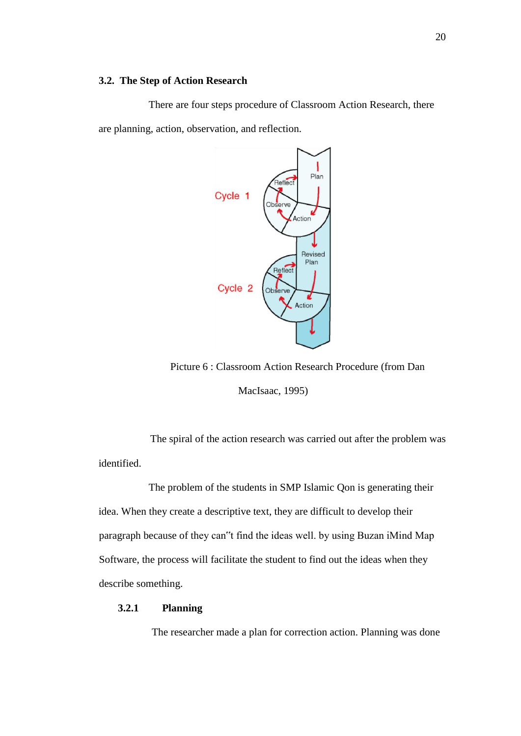## 3.2. The Step of Action Research

There are four steps procedure of Classroom Action Research, there are planning, action, observation, and reflection.

Picture 6 : Classroom Action Research Procedure (from Dan MacIsaac, 1995)

The spiral of the action research was carried out after the problem was identified.

The problem of the students in SMP Islamic Qon is generating their idea. When they create a descriptive text, they are difficult to develop their paragraph because of they can"t find the ideas well. by using Buzan iMind Map Software, the process will facilitate the student to find out the ideas when they describe something.

### 3.2.1 Planning

The researcher made a plan for correction action. Planning was done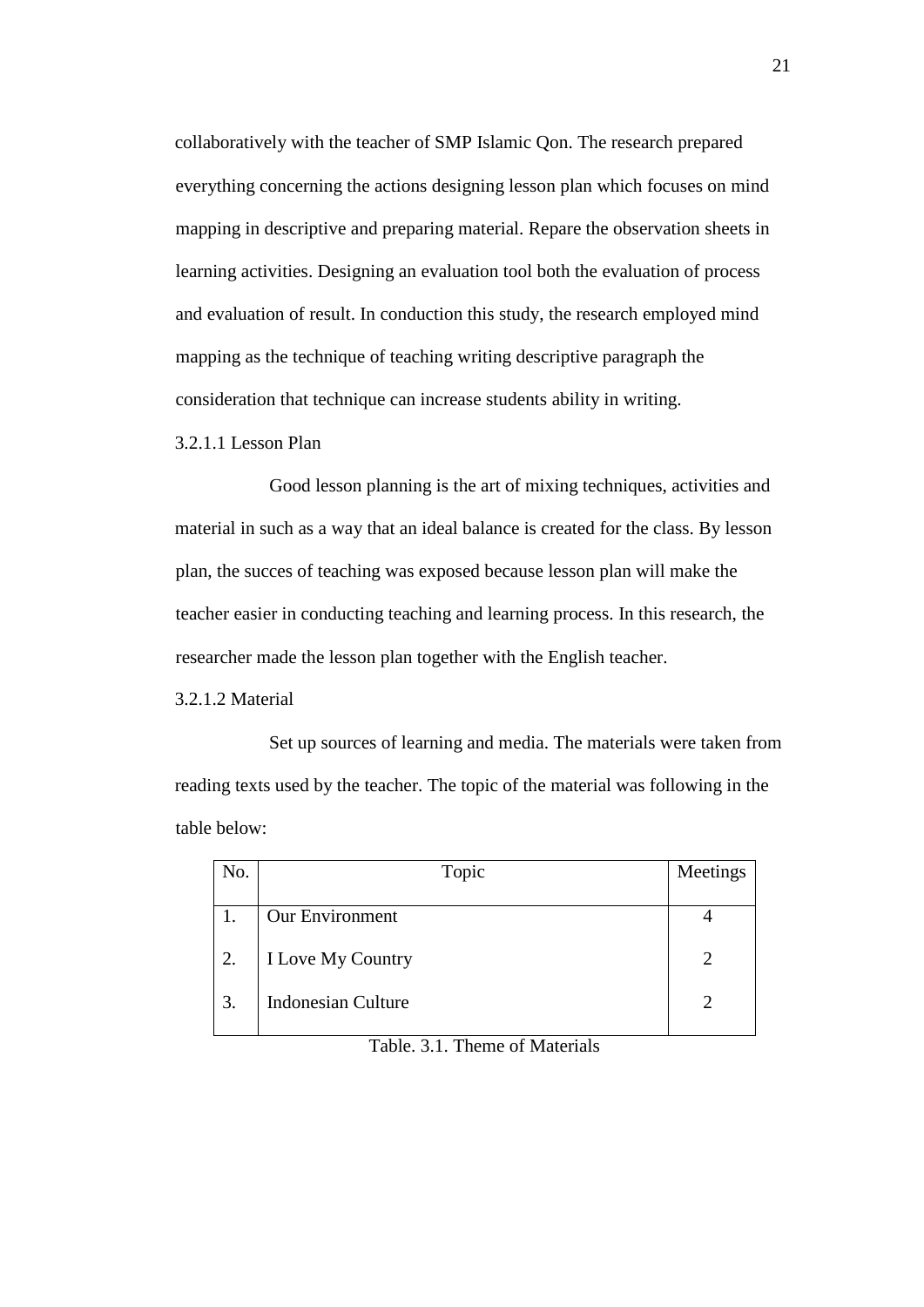collaboratively with the teacher of SMP Islamic Qon. The research prepared everything concerning the actions designing lesson plan which focuses on mind mapping in descriptive and preparing material. Repare the observation sheets in learning activities. Designing an evaluation tool both the evaluation of process and evaluation of result. In conduction this study, the research employed mind mapping as the technique of teaching writing descriptive paragraph the consideration that technique can increase students ability in writing.

3.2.1.1 Lesson Plan

Good lesson planning is the art of mixing techniques, activities and material in such as a way that an ideal balance is created for the class. By lesson plan, the succes of teaching was exposed because lesson plan will make the teacher easier in conducting teaching and learning process. In this research, the researcher made the lesson plan together with the English teacher.

3.2.1.2 Material

Set up sources of learning and media. The materials were taken from reading texts used by the teacher. The topic of the material was following in the table below:

| No. | Topic | Meetings |
|---|---|---|
| 1. | Our Environment | 4 |
| 2. | I Love My Country | 2 |
| 3. | Indonesian Culture | 2 |

Table. 3.1. Theme of Materials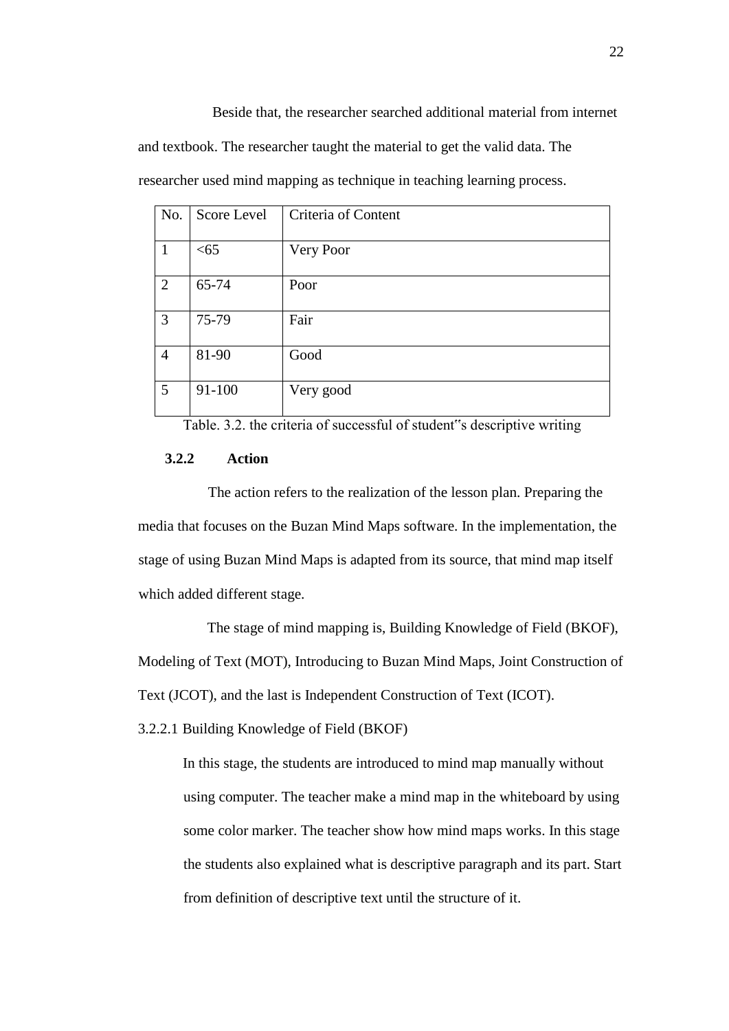Beside that, the researcher searched additional material from internet and textbook. The researcher taught the material to get the valid data. The researcher used mind mapping as technique in teaching learning process.

| No. | Score Level | Criteria of Content |
|---|---|---|
| 1 | <65 | Very Poor |
| 2 | 65-74 | Poor |
| 3 | 75-79 | Fair |
| 4 | 81-90 | Good |
| 5 | 91-100 | Very good |

Table. 3.2. the criteria of successful of student"s descriptive writing

### 3.2.2 Action

The action refers to the realization of the lesson plan. Preparing the media that focuses on the Buzan Mind Maps software. In the implementation, the stage of using Buzan Mind Maps is adapted from its source, that mind map itself which added different stage.

The stage of mind mapping is, Building Knowledge of Field (BKOF), Modeling of Text (MOT), Introducing to Buzan Mind Maps, Joint Construction of Text (JCOT), and the last is Independent Construction of Text (ICOT).

3.2.2.1 Building Knowledge of Field (BKOF)

In this stage, the students are introduced to mind map manually without using computer. The teacher make a mind map in the whiteboard by using some color marker. The teacher show how mind maps works. In this stage the students also explained what is descriptive paragraph and its part. Start from definition of descriptive text until the structure of it.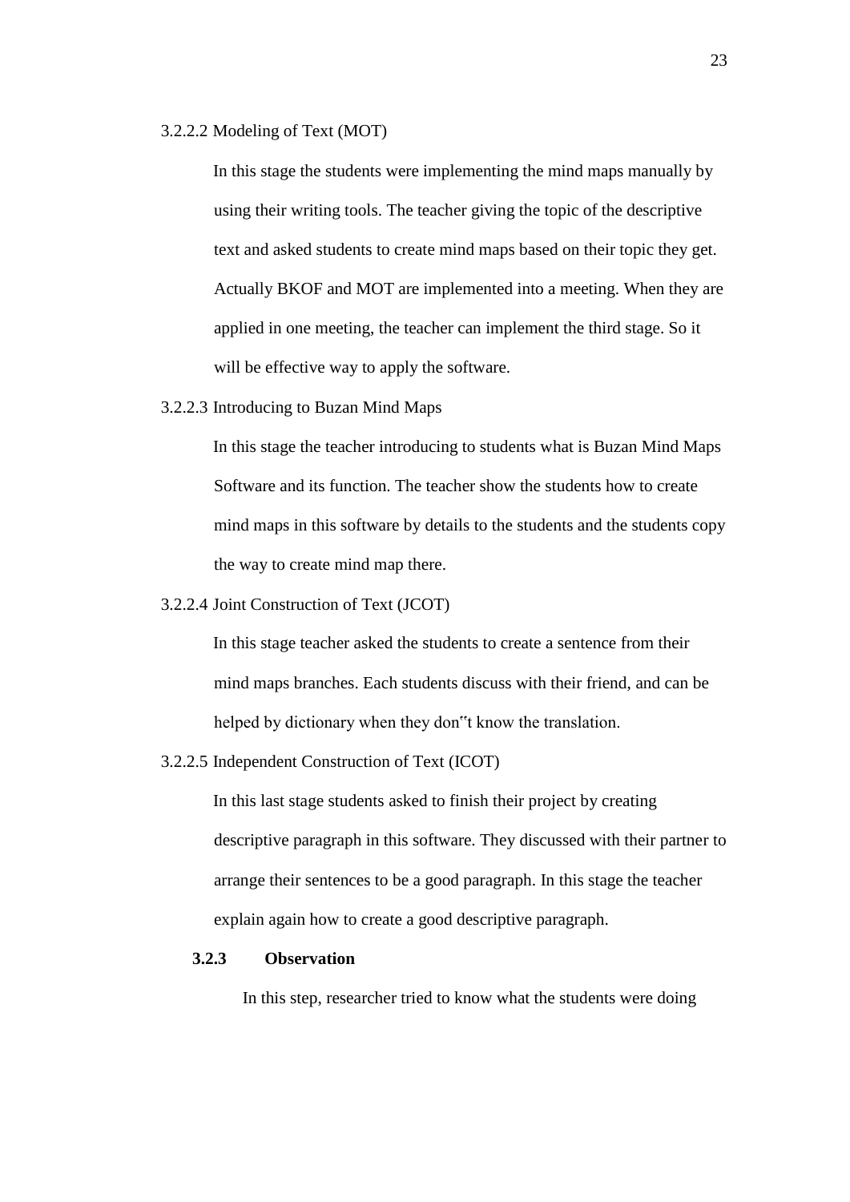#### 3.2.2.2 Modeling of Text (MOT)

In this stage the students were implementing the mind maps manually by using their writing tools. The teacher giving the topic of the descriptive text and asked students to create mind maps based on their topic they get. Actually BKOF and MOT are implemented into a meeting. When they are applied in one meeting, the teacher can implement the third stage. So it will be effective way to apply the software.

#### 3.2.2.3 Introducing to Buzan Mind Maps

In this stage the teacher introducing to students what is Buzan Mind Maps Software and its function. The teacher show the students how to create mind maps in this software by details to the students and the students copy the way to create mind map there.

#### 3.2.2.4 Joint Construction of Text (JCOT)

In this stage teacher asked the students to create a sentence from their mind maps branches. Each students discuss with their friend, and can be helped by dictionary when they don"t know the translation.

#### 3.2.2.5 Independent Construction of Text (ICOT)

In this last stage students asked to finish their project by creating descriptive paragraph in this software. They discussed with their partner to arrange their sentences to be a good paragraph. In this stage the teacher explain again how to create a good descriptive paragraph.

### 3.2.3 Observation

In this step, researcher tried to know what the students were doing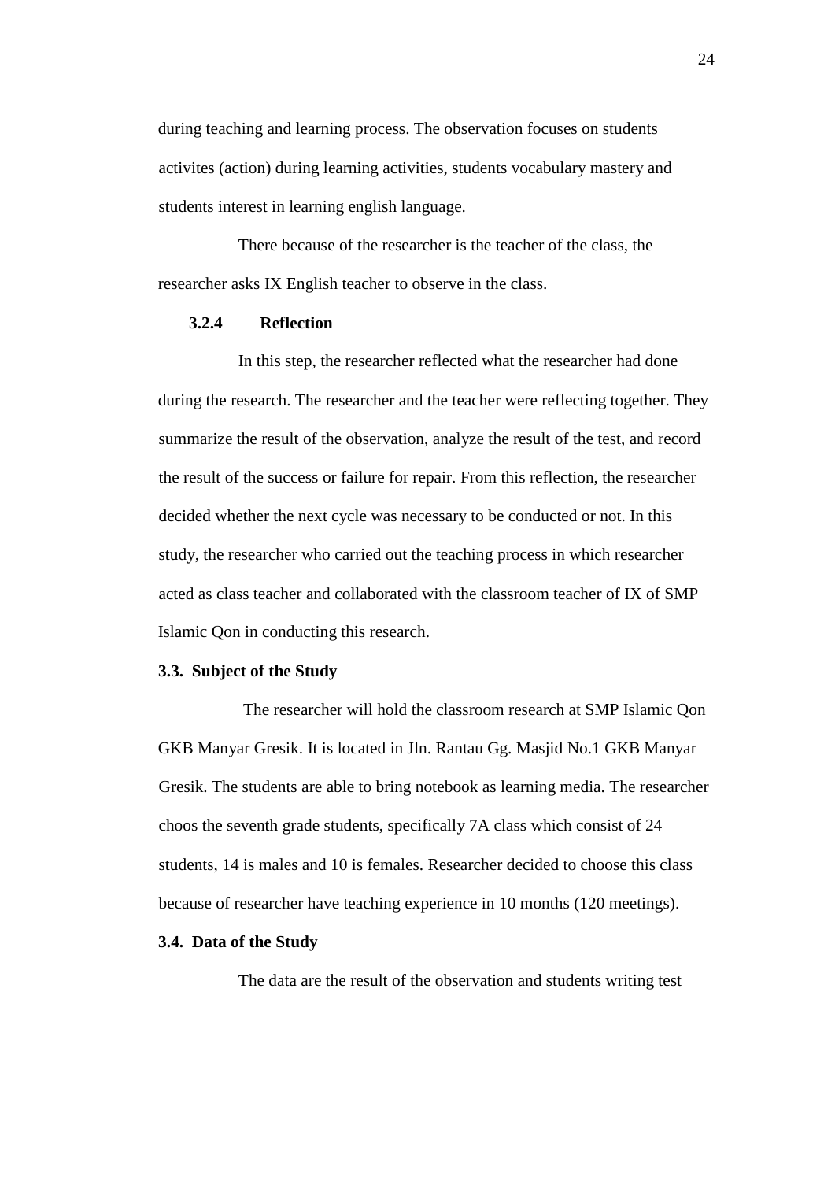during teaching and learning process. The observation focuses on students activites (action) during learning activities, students vocabulary mastery and students interest in learning english language.

There because of the researcher is the teacher of the class, the researcher asks IX English teacher to observe in the class.

#### 3.2.4 Reflection

In this step, the researcher reflected what the researcher had done during the research. The researcher and the teacher were reflecting together. They summarize the result of the observation, analyze the result of the test, and record the result of the success or failure for repair. From this reflection, the researcher decided whether the next cycle was necessary to be conducted or not. In this study, the researcher who carried out the teaching process in which researcher acted as class teacher and collaborated with the classroom teacher of IX of SMP Islamic Qon in conducting this research.

### 3.3. Subject of the Study

The researcher will hold the classroom research at SMP Islamic Qon GKB Manyar Gresik. It is located in Jln. Rantau Gg. Masjid No.1 GKB Manyar Gresik. The students are able to bring notebook as learning media. The researcher choos the seventh grade students, specifically 7A class which consist of 24 students, 14 is males and 10 is females. Researcher decided to choose this class because of researcher have teaching experience in 10 months (120 meetings).

### 3.4. Data of the Study

The data are the result of the observation and students writing test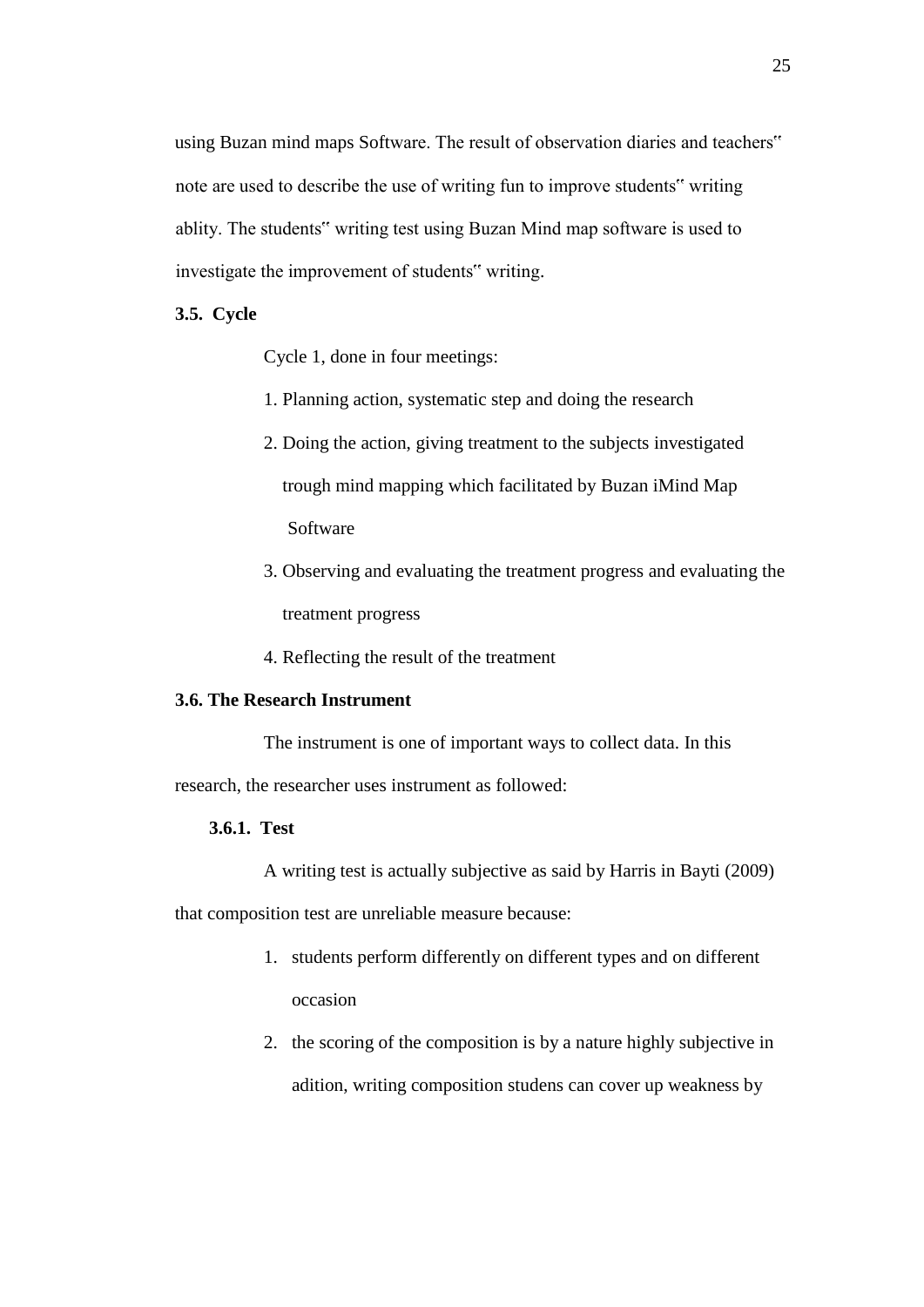using Buzan mind maps Software. The result of observation diaries and teachers‟ note are used to describe the use of writing fun to improve students‟ writing ablity. The students‟ writing test using Buzan Mind map software is used to investigate the improvement of students‟ writing.

### 3.5. Cycle

Cycle 1, done in four meetings:

1. Planning action, systematic step and doing the research
2. Doing the action, giving treatment to the subjects investigated trough mind mapping which facilitated by Buzan iMind Map Software
3. Observing and evaluating the treatment progress and evaluating the treatment progress
4. Reflecting the result of the treatment

### 3.6. The Research Instrument

The instrument is one of important ways to collect data. In this research, the researcher uses instrument as followed:

#### 3.6.1. Test

A writing test is actually subjective as said by Harris in Bayti (2009) that composition test are unreliable measure because:

1. students perform differently on different types and on different occasion
2. the scoring of the composition is by a nature highly subjective in adition, writing composition studens can cover up weakness by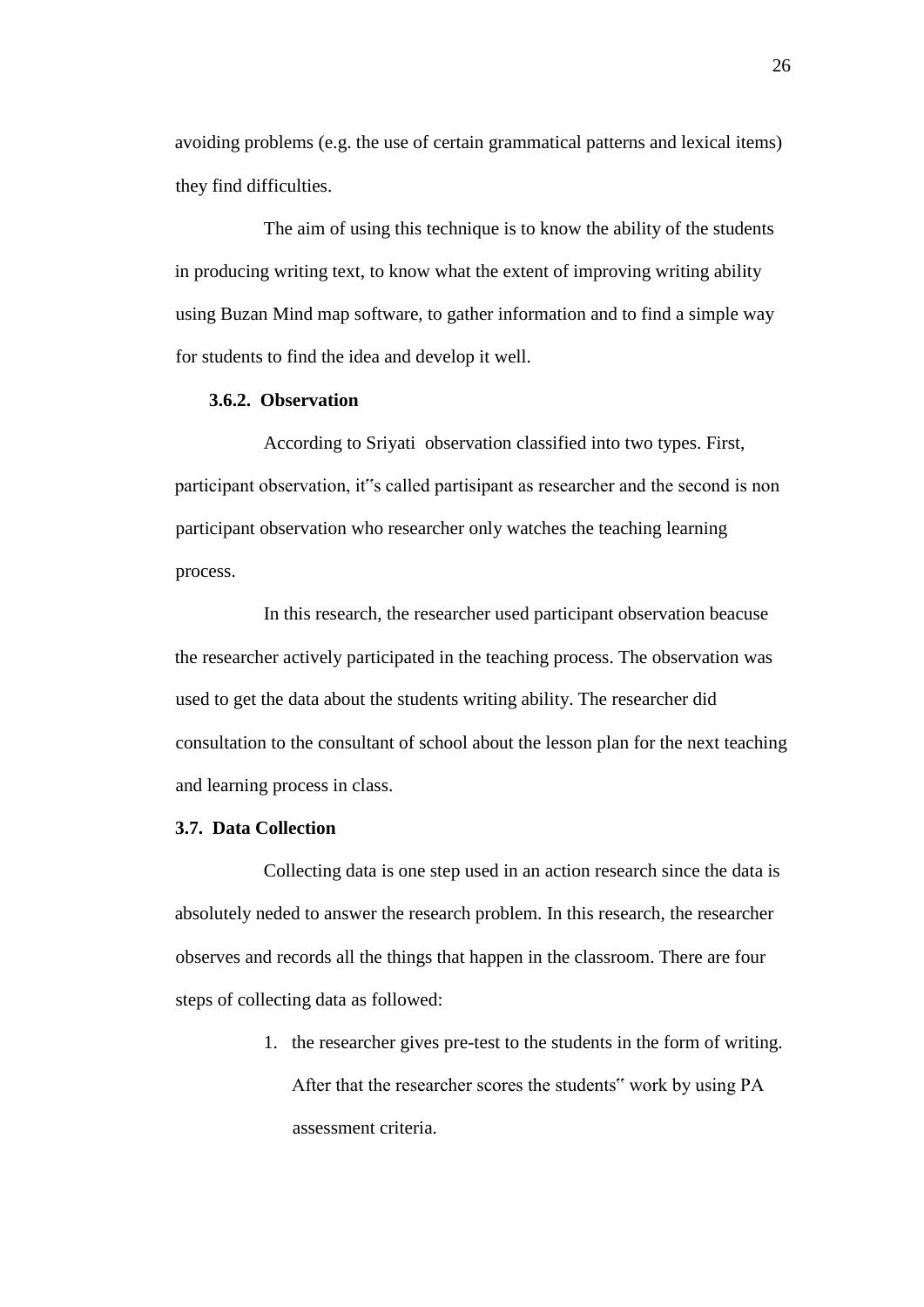avoiding problems (e.g. the use of certain grammatical patterns and lexical items) they find difficulties.

The aim of using this technique is to know the ability of the students in producing writing text, to know what the extent of improving writing ability using Buzan Mind map software, to gather information and to find a simple way for students to find the idea and develop it well.

### 3.6.2. Observation

According to Sriyati observation classified into two types. First, participant observation, it"s called partisipant as researcher and the second is non participant observation who researcher only watches the teaching learning process.

In this research, the researcher used participant observation beacuse the researcher actively participated in the teaching process. The observation was used to get the data about the students writing ability. The researcher did consultation to the consultant of school about the lesson plan for the next teaching and learning process in class.

## 3.7. Data Collection

Collecting data is one step used in an action research since the data is absolutely neded to answer the research problem. In this research, the researcher observes and records all the things that happen in the classroom. There are four steps of collecting data as followed:

1. the researcher gives pre-test to the students in the form of writing. After that the researcher scores the students" work by using PA assessment criteria.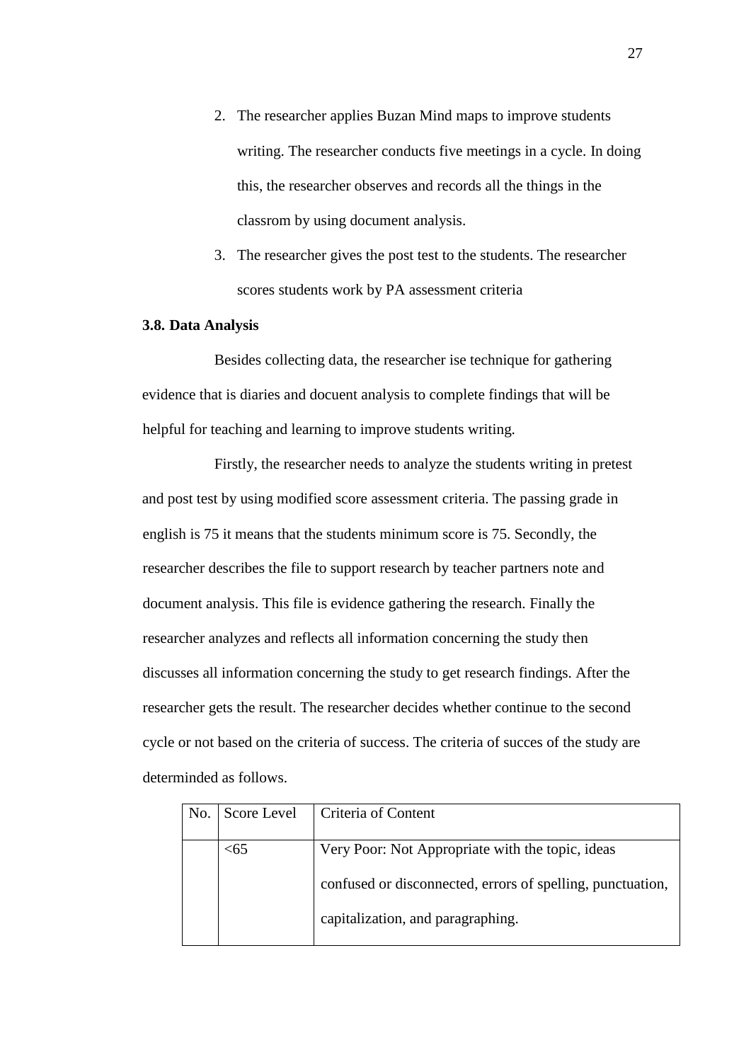2. The researcher applies Buzan Mind maps to improve students writing. The researcher conducts five meetings in a cycle. In doing this, the researcher observes and records all the things in the classrom by using document analysis.
3. The researcher gives the post test to the students. The researcher scores students work by PA assessment criteria

**3.8. Data Analysis**

Besides collecting data, the researcher ise technique for gathering evidence that is diaries and docuent analysis to complete findings that will be helpful for teaching and learning to improve students writing.

Firstly, the researcher needs to analyze the students writing in pretest and post test by using modified score assessment criteria. The passing grade in english is 75 it means that the students minimum score is 75. Secondly, the researcher describes the file to support research by teacher partners note and document analysis. This file is evidence gathering the research. Finally the researcher analyzes and reflects all information concerning the study then discusses all information concerning the study to get research findings. After the researcher gets the result. The researcher decides whether continue to the second cycle or not based on the criteria of success. The criteria of succes of the study are determinded as follows.

| No. | Score Level | Criteria of Content |
| --- | --- | --- |
| | <65 | Very Poor: Not Appropriate with the topic, ideas confused or disconnected, errors of spelling, punctuation, capitalization, and paragraphing. |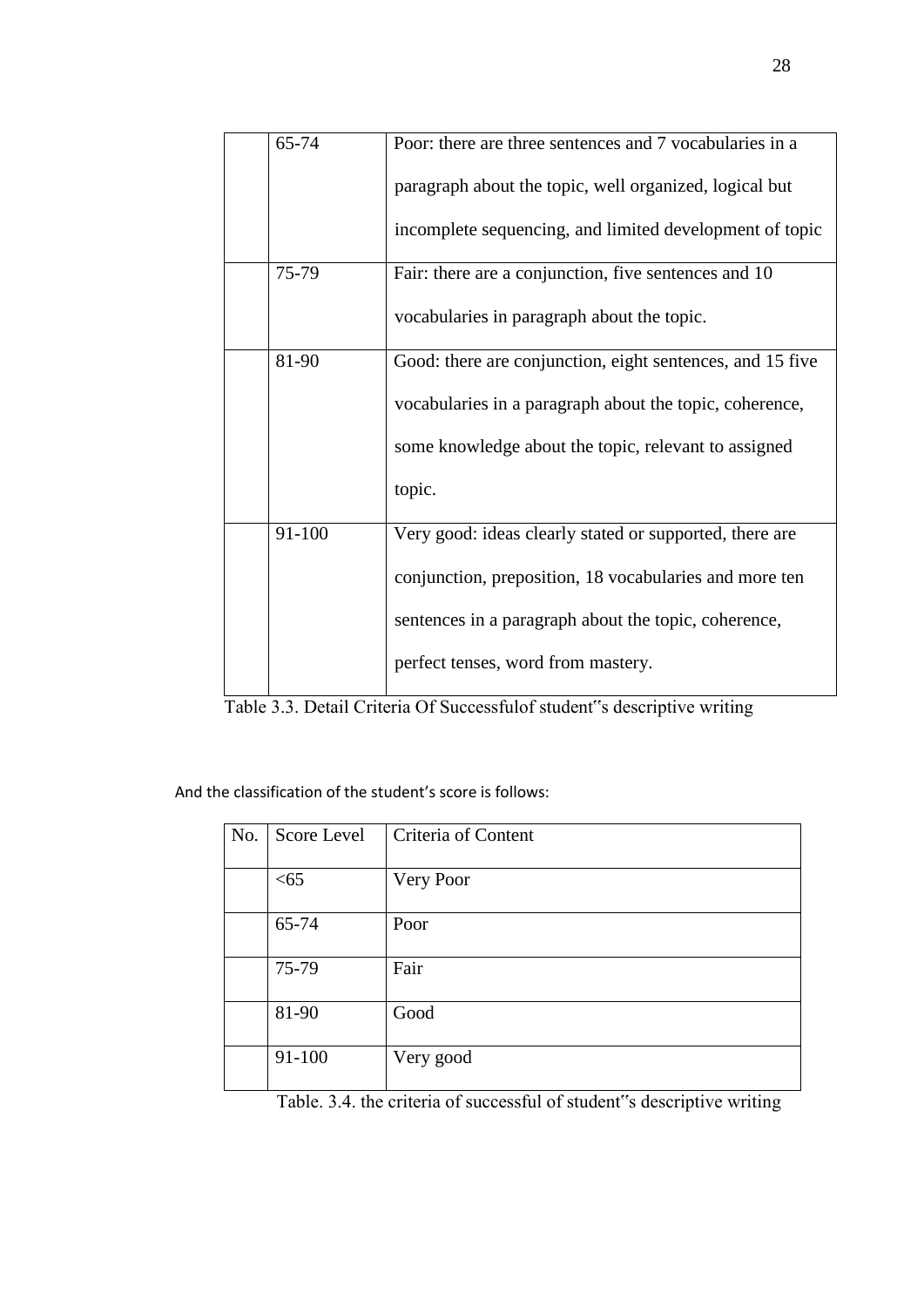|  | 65-74 | Poor: there are three sentences and 7 vocabularies in a paragraph about the topic, well organized, logical but incomplete sequencing, and limited development of topic |
|---|---|---|
|  | 75-79 | Fair: there are a conjunction, five sentences and 10 vocabularies in paragraph about the topic. |
|  | 81-90 | Good: there are conjunction, eight sentences, and 15 five vocabularies in a paragraph about the topic, coherence, some knowledge about the topic, relevant to assigned topic. |
|  | 91-100 | Very good: ideas clearly stated or supported, there are conjunction, preposition, 18 vocabularies and more ten sentences in a paragraph about the topic, coherence, perfect tenses, word from mastery. |

Table 3.3. Detail Criteria Of Successfulof student"s descriptive writing

And the classification of the student's score is follows:

| No. | Score Level | Criteria of Content |
|---|---|---|
|  | <65 | Very Poor |
|  | 65-74 | Poor |
|  | 75-79 | Fair |
|  | 81-90 | Good |
|  | 91-100 | Very good |

Table. 3.4. the criteria of successful of student"s descriptive writing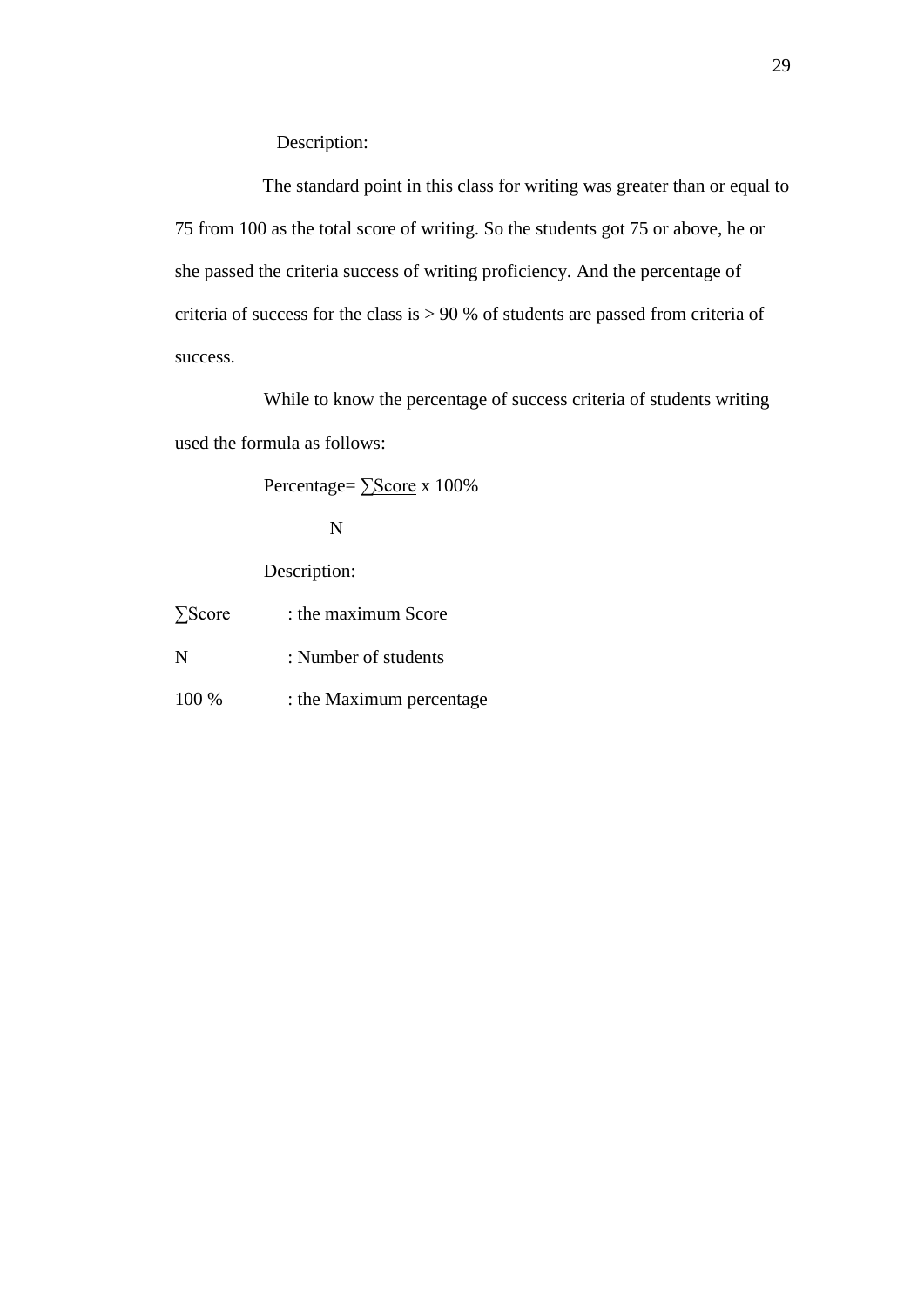Description:

The standard point in this class for writing was greater than or equal to 75 from 100 as the total score of writing. So the students got 75 or above, he or she passed the criteria success of writing proficiency. And the percentage of criteria of success for the class is > 90 % of students are passed from criteria of success.

While to know the percentage of success criteria of students writing used the formula as follows:

$$\text{Percentage} = \frac{\sum \text{Score}}{N} \times 100\%$$

Description:

$\sum$Score : the maximum Score

N : Number of students

100 % : the Maximum percentage